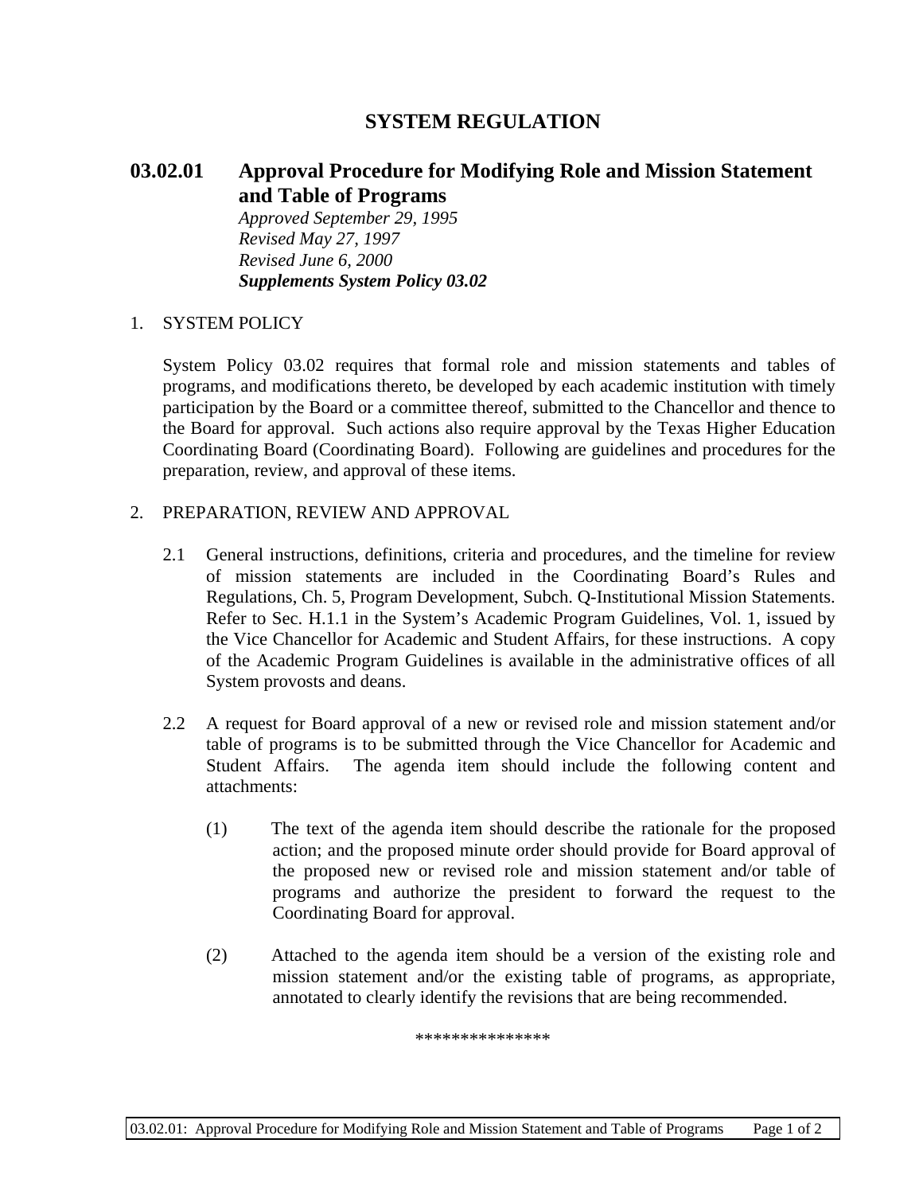# SYSTEM REGULATION

## 03.02.01 Approval Procedure for Modifying Role and Mission Statement and Table of Programs

*Approved September 29, 1995*
*Revised May 27, 1997*
*Revised June 6, 2000*
***Supplements System Policy 03.02***

1. SYSTEM POLICY

   System Policy 03.02 requires that formal role and mission statements and tables of programs, and modifications thereto, be developed by each academic institution with timely participation by the Board or a committee thereof, submitted to the Chancellor and thence to the Board for approval. Such actions also require approval by the Texas Higher Education Coordinating Board (Coordinating Board). Following are guidelines and procedures for the preparation, review, and approval of these items.

2. PREPARATION, REVIEW AND APPROVAL

   2.1 General instructions, definitions, criteria and procedures, and the timeline for review of mission statements are included in the Coordinating Board's Rules and Regulations, Ch. 5, Program Development, Subch. Q-Institutional Mission Statements. Refer to Sec. H.1.1 in the System's Academic Program Guidelines, Vol. 1, issued by the Vice Chancellor for Academic and Student Affairs, for these instructions. A copy of the Academic Program Guidelines is available in the administrative offices of all System provosts and deans.

   2.2 A request for Board approval of a new or revised role and mission statement and/or table of programs is to be submitted through the Vice Chancellor for Academic and Student Affairs. The agenda item should include the following content and attachments:

   (1) The text of the agenda item should describe the rationale for the proposed action; and the proposed minute order should provide for Board approval of the proposed new or revised role and mission statement and/or table of programs and authorize the president to forward the request to the Coordinating Board for approval.

   (2) Attached to the agenda item should be a version of the existing role and mission statement and/or the existing table of programs, as appropriate, annotated to clearly identify the revisions that are being recommended.

***************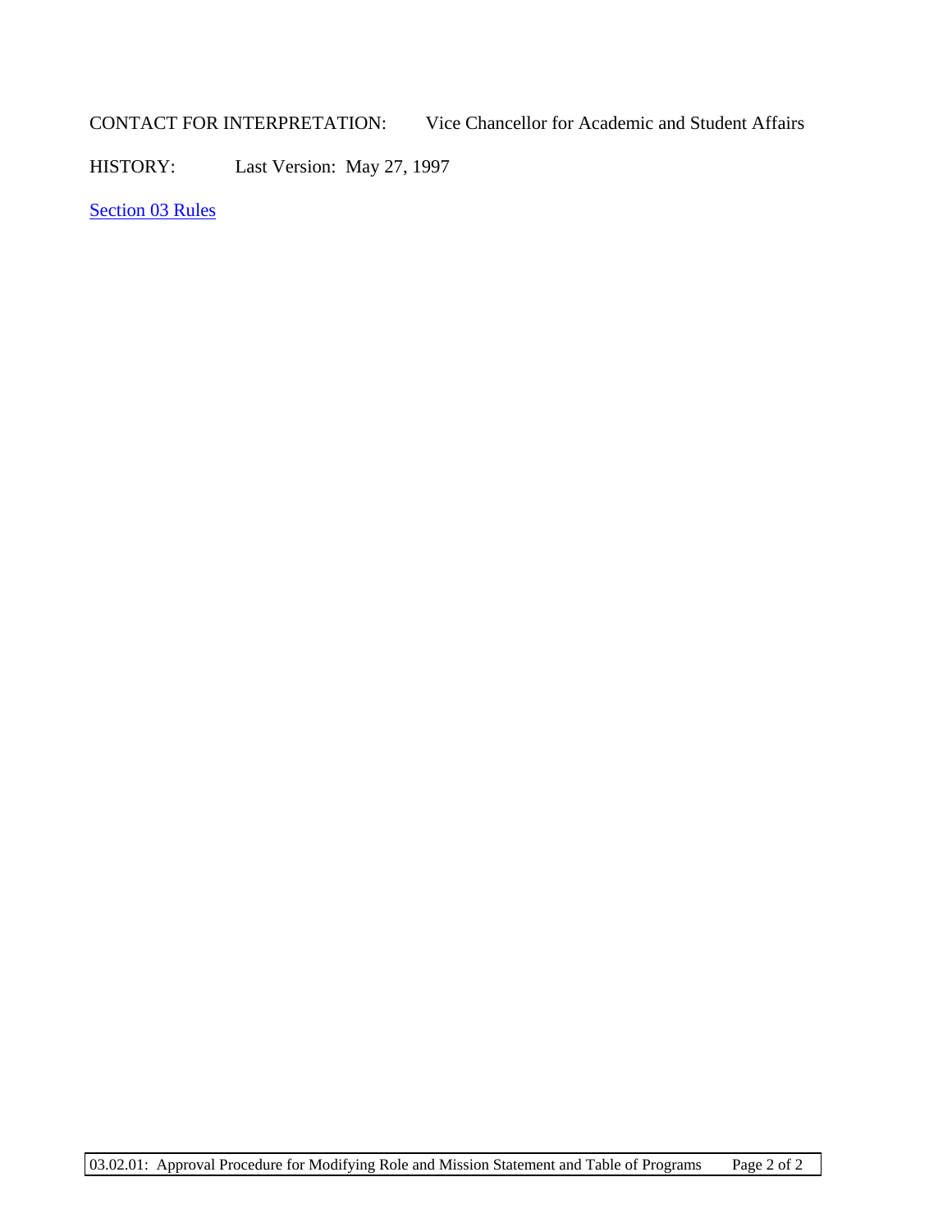CONTACT FOR INTERPRETATION: Vice Chancellor for Academic and Student Affairs

HISTORY: Last Version: May 27, 1997

Section 03 Rules